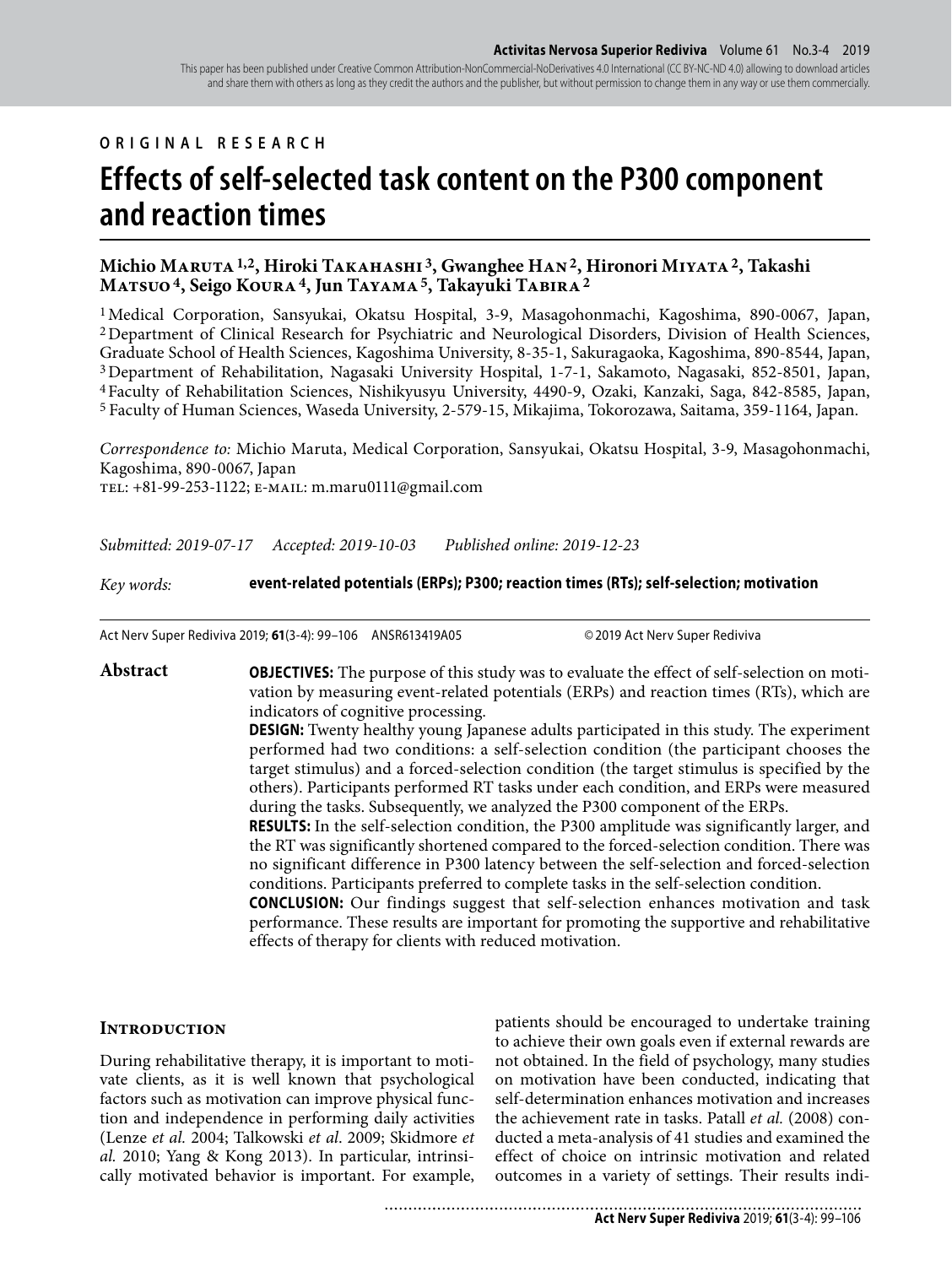ORIGINAL RESEARCH

# Effects of self-selected task content on the P300 component and reaction times

**Michio Maruta [1,2], Hiroki Takahashi [3], Gwanghee Han [2], Hironori Miyata [2], Takashi Matsuo [4], Seigo Koura [4], Jun Tayama [5], Takayuki Tabira [2]**

[1] Medical Corporation, Sansyukai, Okatsu Hospital, 3-9, Masagohonmachi, Kagoshima, 890-0067, Japan,
[2] Department of Clinical Research for Psychiatric and Neurological Disorders, Division of Health Sciences, Graduate School of Health Sciences, Kagoshima University, 8-35-1, Sakuragaoka, Kagoshima, 890-8544, Japan,
[3] Department of Rehabilitation, Nagasaki University Hospital, 1-7-1, Sakamoto, Nagasaki, 852-8501, Japan,
[4] Faculty of Rehabilitation Sciences, Nishikyusyu University, 4490-9, Ozaki, Kanzaki, Saga, 842-8585, Japan,
[5] Faculty of Human Sciences, Waseda University, 2-579-15, Mikajima, Tokorozawa, Saitama, 359-1164, Japan.

*Correspondence to:* Michio Maruta, Medical Corporation, Sansyukai, Okatsu Hospital, 3-9, Masagohonmachi, Kagoshima, 890-0067, Japan
TEL: +81-99-253-1122; E-MAIL: m.maru0111@gmail.com

*Submitted: 2019-07-17* *Accepted: 2019-10-03* *Published online: 2019-12-23*

*Key words:* **event-related potentials (ERPs); P300; reaction times (RTs); self-selection; motivation**

Act Nerv Super Rediviva 2019; **61**(3-4): 99–106 ANSR613419A05 © 2019 Act Nerv Super Rediviva

## Abstract

**OBJECTIVES:** The purpose of this study was to evaluate the effect of self-selection on motivation by measuring event-related potentials (ERPs) and reaction times (RTs), which are indicators of cognitive processing.

**DESIGN:** Twenty healthy young Japanese adults participated in this study. The experiment performed had two conditions: a self-selection condition (the participant chooses the target stimulus) and a forced-selection condition (the target stimulus is specified by the others). Participants performed RT tasks under each condition, and ERPs were measured during the tasks. Subsequently, we analyzed the P300 component of the ERPs.

**RESULTS:** In the self-selection condition, the P300 amplitude was significantly larger, and the RT was significantly shortened compared to the forced-selection condition. There was no significant difference in P300 latency between the self-selection and forced-selection conditions. Participants preferred to complete tasks in the self-selection condition.

**CONCLUSION:** Our findings suggest that self-selection enhances motivation and task performance. These results are important for promoting the supportive and rehabilitative effects of therapy for clients with reduced motivation.

## Introduction

During rehabilitative therapy, it is important to motivate clients, as it is well known that psychological factors such as motivation can improve physical function and independence in performing daily activities (Lenze *et al.* 2004; Talkowski *et al.* 2009; Skidmore *et al.* 2010; Yang & Kong 2013). In particular, intrinsically motivated behavior is important. For example, patients should be encouraged to undertake training to achieve their own goals even if external rewards are not obtained. In the field of psychology, many studies on motivation have been conducted, indicating that self-determination enhances motivation and increases the achievement rate in tasks. Patall *et al.* (2008) conducted a meta-analysis of 41 studies and examined the effect of choice on intrinsic motivation and related outcomes in a variety of settings. Their results indi-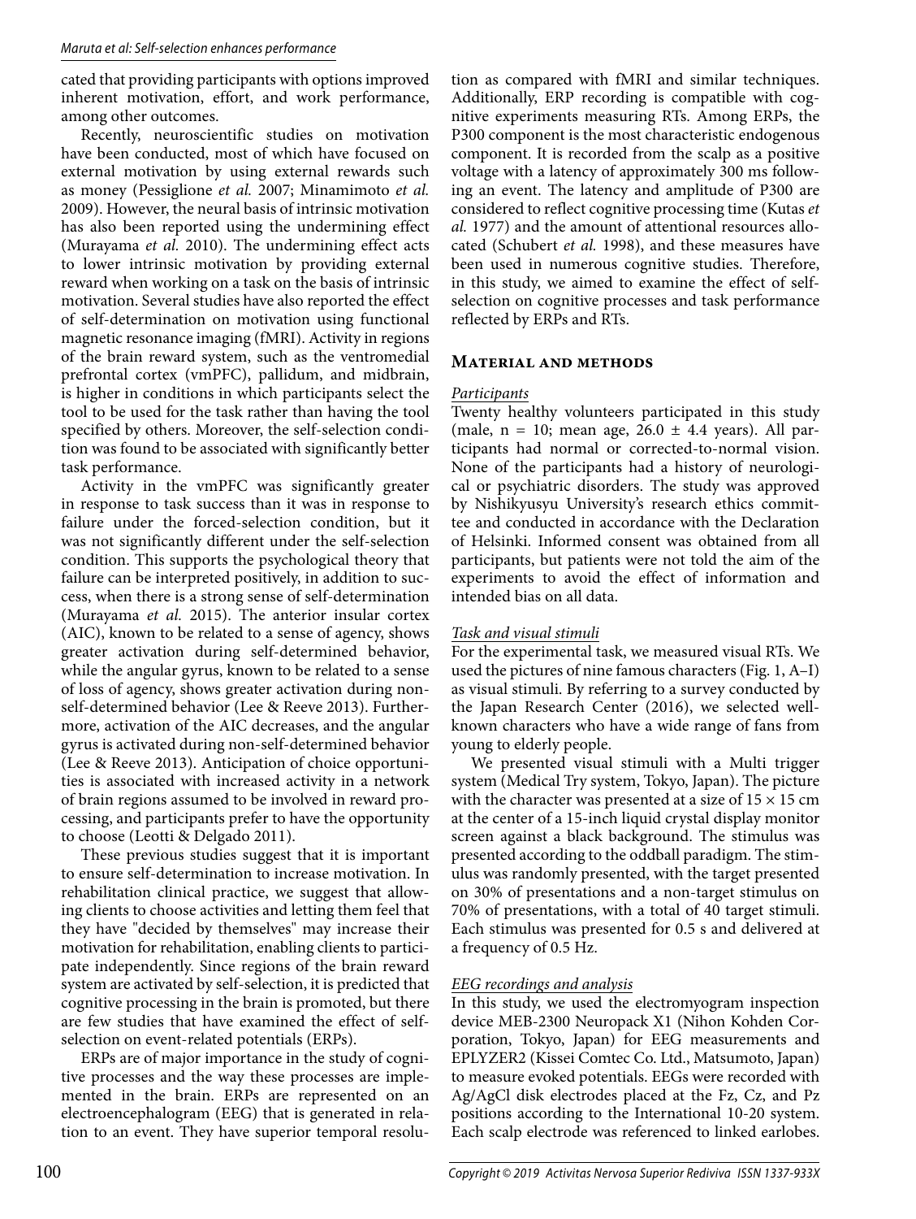cated that providing participants with options improved inherent motivation, effort, and work performance, among other outcomes.

Recently, neuroscientific studies on motivation have been conducted, most of which have focused on external motivation by using external rewards such as money (Pessiglione *et al.* 2007; Minamimoto *et al.* 2009). However, the neural basis of intrinsic motivation has also been reported using the undermining effect (Murayama *et al.* 2010). The undermining effect acts to lower intrinsic motivation by providing external reward when working on a task on the basis of intrinsic motivation. Several studies have also reported the effect of self-determination on motivation using functional magnetic resonance imaging (fMRI). Activity in regions of the brain reward system, such as the ventromedial prefrontal cortex (vmPFC), pallidum, and midbrain, is higher in conditions in which participants select the tool to be used for the task rather than having the tool specified by others. Moreover, the self-selection condition was found to be associated with significantly better task performance.

Activity in the vmPFC was significantly greater in response to task success than it was in response to failure under the forced-selection condition, but it was not significantly different under the self-selection condition. This supports the psychological theory that failure can be interpreted positively, in addition to success, when there is a strong sense of self-determination (Murayama *et al.* 2015). The anterior insular cortex (AIC), known to be related to a sense of agency, shows greater activation during self-determined behavior, while the angular gyrus, known to be related to a sense of loss of agency, shows greater activation during non-self-determined behavior (Lee & Reeve 2013). Furthermore, activation of the AIC decreases, and the angular gyrus is activated during non-self-determined behavior (Lee & Reeve 2013). Anticipation of choice opportunities is associated with increased activity in a network of brain regions assumed to be involved in reward processing, and participants prefer to have the opportunity to choose (Leotti & Delgado 2011).

These previous studies suggest that it is important to ensure self-determination to increase motivation. In rehabilitation clinical practice, we suggest that allowing clients to choose activities and letting them feel that they have "decided by themselves" may increase their motivation for rehabilitation, enabling clients to participate independently. Since regions of the brain reward system are activated by self-selection, it is predicted that cognitive processing in the brain is promoted, but there are few studies that have examined the effect of self-selection on event-related potentials (ERPs).

ERPs are of major importance in the study of cognitive processes and the way these processes are implemented in the brain. ERPs are represented on an electroencephalogram (EEG) that is generated in relation to an event. They have superior temporal resolution as compared with fMRI and similar techniques. Additionally, ERP recording is compatible with cognitive experiments measuring RTs. Among ERPs, the P300 component is the most characteristic endogenous component. It is recorded from the scalp as a positive voltage with a latency of approximately 300 ms following an event. The latency and amplitude of P300 are considered to reflect cognitive processing time (Kutas *et al.* 1977) and the amount of attentional resources allocated (Schubert *et al.* 1998), and these measures have been used in numerous cognitive studies. Therefore, in this study, we aimed to examine the effect of self-selection on cognitive processes and task performance reflected by ERPs and RTs.

## Material and methods

### Participants

Twenty healthy volunteers participated in this study (male, n = 10; mean age, 26.0 ± 4.4 years). All participants had normal or corrected-to-normal vision. None of the participants had a history of neurological or psychiatric disorders. The study was approved by Nishikyusyu University's research ethics committee and conducted in accordance with the Declaration of Helsinki. Informed consent was obtained from all participants, but patients were not told the aim of the experiments to avoid the effect of information and intended bias on all data.

### Task and visual stimuli

For the experimental task, we measured visual RTs. We used the pictures of nine famous characters (Fig. 1, A–I) as visual stimuli. By referring to a survey conducted by the Japan Research Center (2016), we selected well-known characters who have a wide range of fans from young to elderly people.

We presented visual stimuli with a Multi trigger system (Medical Try system, Tokyo, Japan). The picture with the character was presented at a size of 15 × 15 cm at the center of a 15-inch liquid crystal display monitor screen against a black background. The stimulus was presented according to the oddball paradigm. The stimulus was randomly presented, with the target presented on 30% of presentations and a non-target stimulus on 70% of presentations, with a total of 40 target stimuli. Each stimulus was presented for 0.5 s and delivered at a frequency of 0.5 Hz.

### EEG recordings and analysis

In this study, we used the electromyogram inspection device MEB-2300 Neuropack X1 (Nihon Kohden Corporation, Tokyo, Japan) for EEG measurements and EPLYZER2 (Kissei Comtec Co. Ltd., Matsumoto, Japan) to measure evoked potentials. EEGs were recorded with Ag/AgCl disk electrodes placed at the Fz, Cz, and Pz positions according to the International 10-20 system. Each scalp electrode was referenced to linked earlobes.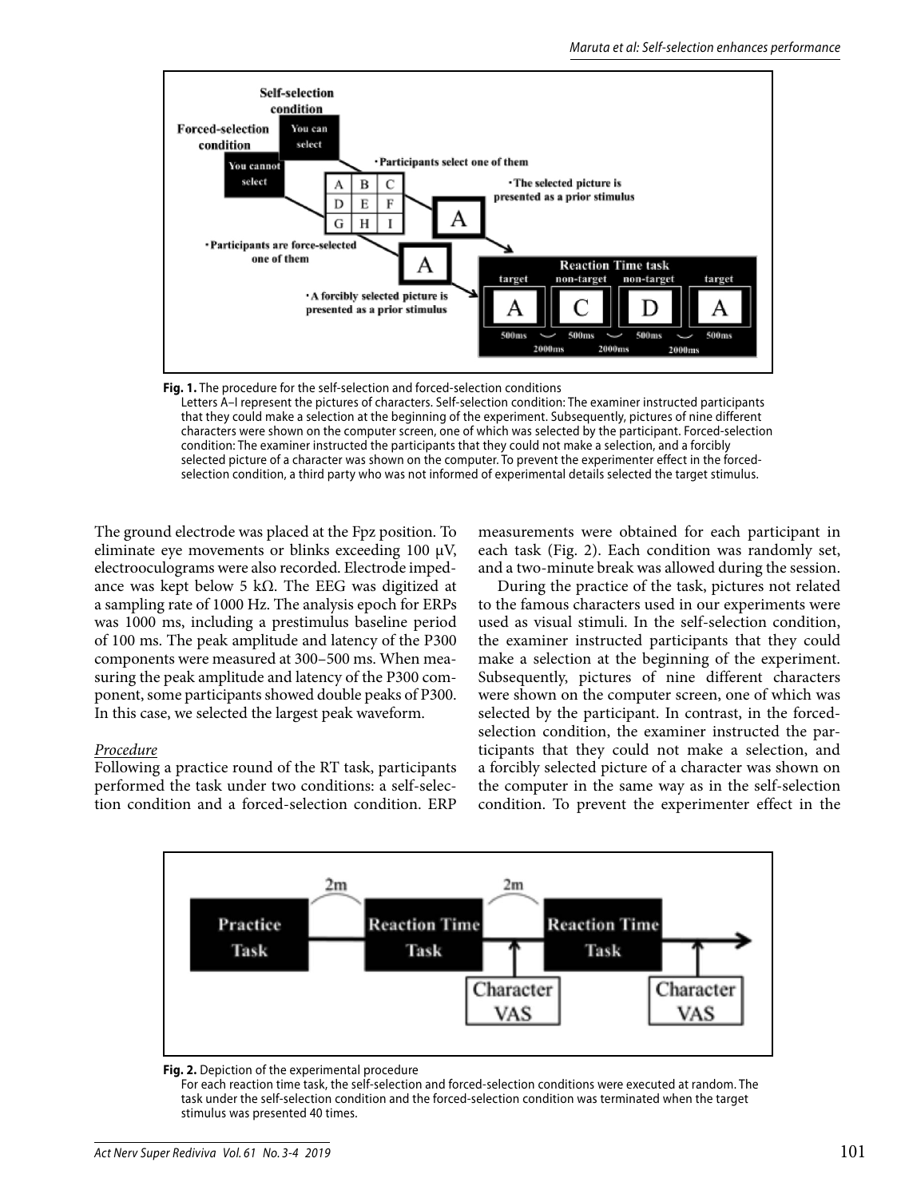**Fig. 1.** The procedure for the self-selection and forced-selection conditions

Letters A–I represent the pictures of characters. Self-selection condition: The examiner instructed participants that they could make a selection at the beginning of the experiment. Subsequently, pictures of nine different characters were shown on the computer screen, one of which was selected by the participant. Forced-selection condition: The examiner instructed the participants that they could not make a selection, and a forcibly selected picture of a character was shown on the computer. To prevent the experimenter effect in the forced-selection condition, a third party who was not informed of experimental details selected the target stimulus.

The ground electrode was placed at the Fpz position. To eliminate eye movements or blinks exceeding 100 μV, electrooculograms were also recorded. Electrode impedance was kept below 5 kΩ. The EEG was digitized at a sampling rate of 1000 Hz. The analysis epoch for ERPs was 1000 ms, including a prestimulus baseline period of 100 ms. The peak amplitude and latency of the P300 components were measured at 300–500 ms. When measuring the peak amplitude and latency of the P300 component, some participants showed double peaks of P300. In this case, we selected the largest peak waveform.

*Procedure*

Following a practice round of the RT task, participants performed the task under two conditions: a self-selection condition and a forced-selection condition. ERP measurements were obtained for each participant in each task (Fig. 2). Each condition was randomly set, and a two-minute break was allowed during the session.

During the practice of the task, pictures not related to the famous characters used in our experiments were used as visual stimuli. In the self-selection condition, the examiner instructed participants that they could make a selection at the beginning of the experiment. Subsequently, pictures of nine different characters were shown on the computer screen, one of which was selected by the participant. In contrast, in the forced-selection condition, the examiner instructed the participants that they could not make a selection, and a forcibly selected picture of a character was shown on the computer in the same way as in the self-selection condition. To prevent the experimenter effect in the

**Fig. 2.** Depiction of the experimental procedure

For each reaction time task, the self-selection and forced-selection conditions were executed at random. The task under the self-selection condition and the forced-selection condition was terminated when the target stimulus was presented 40 times.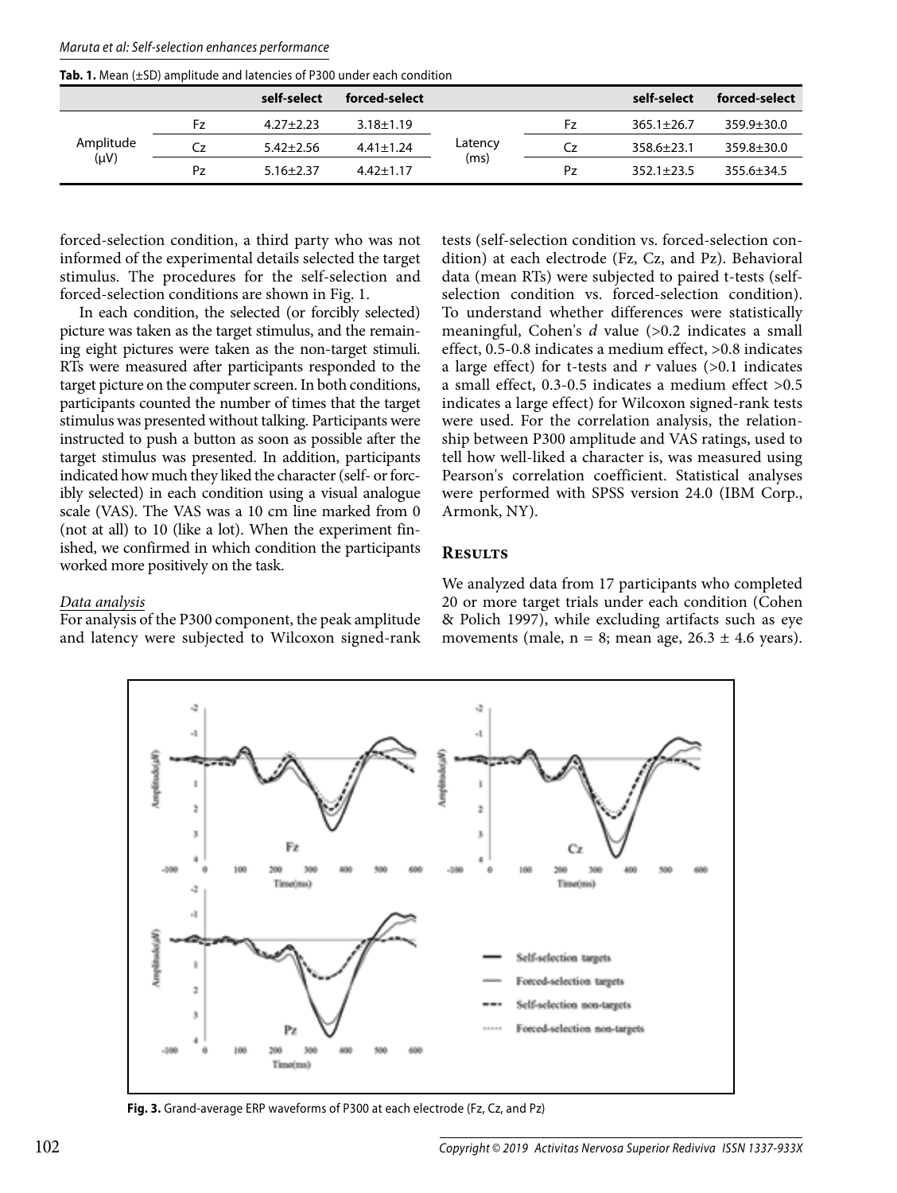**Tab. 1.** Mean (±SD) amplitude and latencies of P300 under each condition

| | | self-select | forced-select | | | self-select | forced-select |
|---|---|---|---|---|---|---|---|
| Amplitude (μV) | Fz | 4.27±2.23 | 3.18±1.19 | Latency (ms) | Fz | 365.1±26.7 | 359.9±30.0 |
| | Cz | 5.42±2.56 | 4.41±1.24 | | Cz | 358.6±23.1 | 359.8±30.0 |
| | Pz | 5.16±2.37 | 4.42±1.17 | | Pz | 352.1±23.5 | 355.6±34.5 |

forced-selection condition, a third party who was not informed of the experimental details selected the target stimulus. The procedures for the self-selection and forced-selection conditions are shown in Fig. 1.

In each condition, the selected (or forcibly selected) picture was taken as the target stimulus, and the remaining eight pictures were taken as the non-target stimuli. RTs were measured after participants responded to the target picture on the computer screen. In both conditions, participants counted the number of times that the target stimulus was presented without talking. Participants were instructed to push a button as soon as possible after the target stimulus was presented. In addition, participants indicated how much they liked the character (self- or forcibly selected) in each condition using a visual analogue scale (VAS). The VAS was a 10 cm line marked from 0 (not at all) to 10 (like a lot). When the experiment finished, we confirmed in which condition the participants worked more positively on the task.

### *Data analysis*

For analysis of the P300 component, the peak amplitude and latency were subjected to Wilcoxon signed-rank tests (self-selection condition vs. forced-selection condition) at each electrode (Fz, Cz, and Pz). Behavioral data (mean RTs) were subjected to paired t-tests (self-selection condition vs. forced-selection condition). To understand whether differences were statistically meaningful, Cohen's *d* value (>0.2 indicates a small effect, 0.5-0.8 indicates a medium effect, >0.8 indicates a large effect) for t-tests and *r* values (>0.1 indicates a small effect, 0.3-0.5 indicates a medium effect >0.5 indicates a large effect) for Wilcoxon signed-rank tests were used. For the correlation analysis, the relationship between P300 amplitude and VAS ratings, used to tell how well-liked a character is, was measured using Pearson's correlation coefficient. Statistical analyses were performed with SPSS version 24.0 (IBM Corp., Armonk, NY).

## Results

We analyzed data from 17 participants who completed 20 or more target trials under each condition (Cohen & Polich 1997), while excluding artifacts such as eye movements (male, n = 8; mean age, 26.3 ± 4.6 years).

**Fig. 3.** Grand-average ERP waveforms of P300 at each electrode (Fz, Cz, and Pz)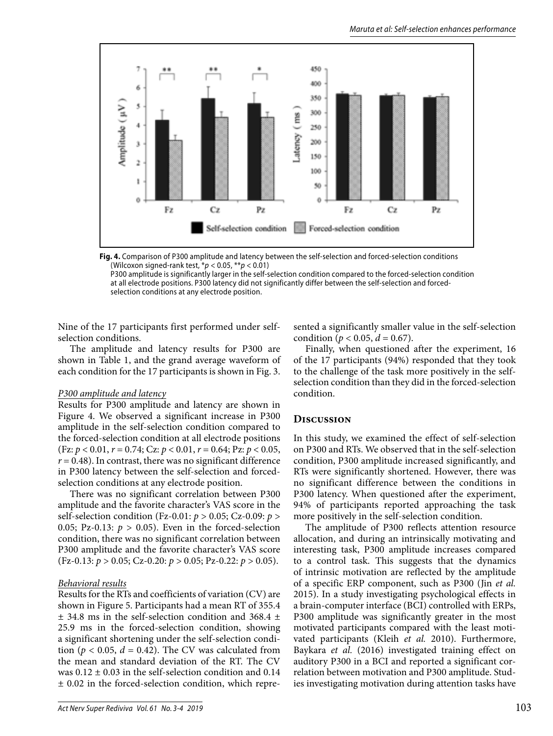**Fig. 4.** Comparison of P300 amplitude and latency between the self-selection and forced-selection conditions (Wilcoxon signed-rank test, \*$p < 0.05$, \*\*$p < 0.01$)
P300 amplitude is significantly larger in the self-selection condition compared to the forced-selection condition at all electrode positions. P300 latency did not significantly differ between the self-selection and forced-selection conditions at any electrode position.

Nine of the 17 participants first performed under self-selection conditions.

The amplitude and latency results for P300 are shown in Table 1, and the grand average waveform of each condition for the 17 participants is shown in Fig. 3.

*P300 amplitude and latency*

Results for P300 amplitude and latency are shown in Figure 4. We observed a significant increase in P300 amplitude in the self-selection condition compared to the forced-selection condition at all electrode positions (Fz: $p < 0.01$, $r = 0.74$; Cz: $p < 0.01$, $r = 0.64$; Pz: $p < 0.05$, $r = 0.48$). In contrast, there was no significant difference in P300 latency between the self-selection and forced-selection conditions at any electrode position.

There was no significant correlation between P300 amplitude and the favorite character's VAS score in the self-selection condition (Fz-0.01: $p > 0.05$; Cz-0.09: $p > 0.05$; Pz-0.13: $p > 0.05$). Even in the forced-selection condition, there was no significant correlation between P300 amplitude and the favorite character's VAS score (Fz-0.13: $p > 0.05$; Cz-0.20: $p > 0.05$; Pz-0.22: $p > 0.05$).

*Behavioral results*

Results for the RTs and coefficients of variation (CV) are shown in Figure 5. Participants had a mean RT of 355.4 ± 34.8 ms in the self-selection condition and 368.4 ± 25.9 ms in the forced-selection condition, showing a significant shortening under the self-selection condition ($p < 0.05$, $d = 0.42$). The CV was calculated from the mean and standard deviation of the RT. The CV was 0.12 ± 0.03 in the self-selection condition and 0.14 ± 0.02 in the forced-selection condition, which represented a significantly smaller value in the self-selection condition ($p < 0.05$, $d = 0.67$).

Finally, when questioned after the experiment, 16 of the 17 participants (94%) responded that they took to the challenge of the task more positively in the self-selection condition than they did in the forced-selection condition.

## Discussion

In this study, we examined the effect of self-selection on P300 and RTs. We observed that in the self-selection condition, P300 amplitude increased significantly, and RTs were significantly shortened. However, there was no significant difference between the conditions in P300 latency. When questioned after the experiment, 94% of participants reported approaching the task more positively in the self-selection condition.

The amplitude of P300 reflects attention resource allocation, and during an intrinsically motivating and interesting task, P300 amplitude increases compared to a control task. This suggests that the dynamics of intrinsic motivation are reflected by the amplitude of a specific ERP component, such as P300 (Jin *et al.* 2015). In a study investigating psychological effects in a brain-computer interface (BCI) controlled with ERPs, P300 amplitude was significantly greater in the most motivated participants compared with the least motivated participants (Kleih *et al.* 2010). Furthermore, Baykara *et al.* (2016) investigated training effect on auditory P300 in a BCI and reported a significant correlation between motivation and P300 amplitude. Studies investigating motivation during attention tasks have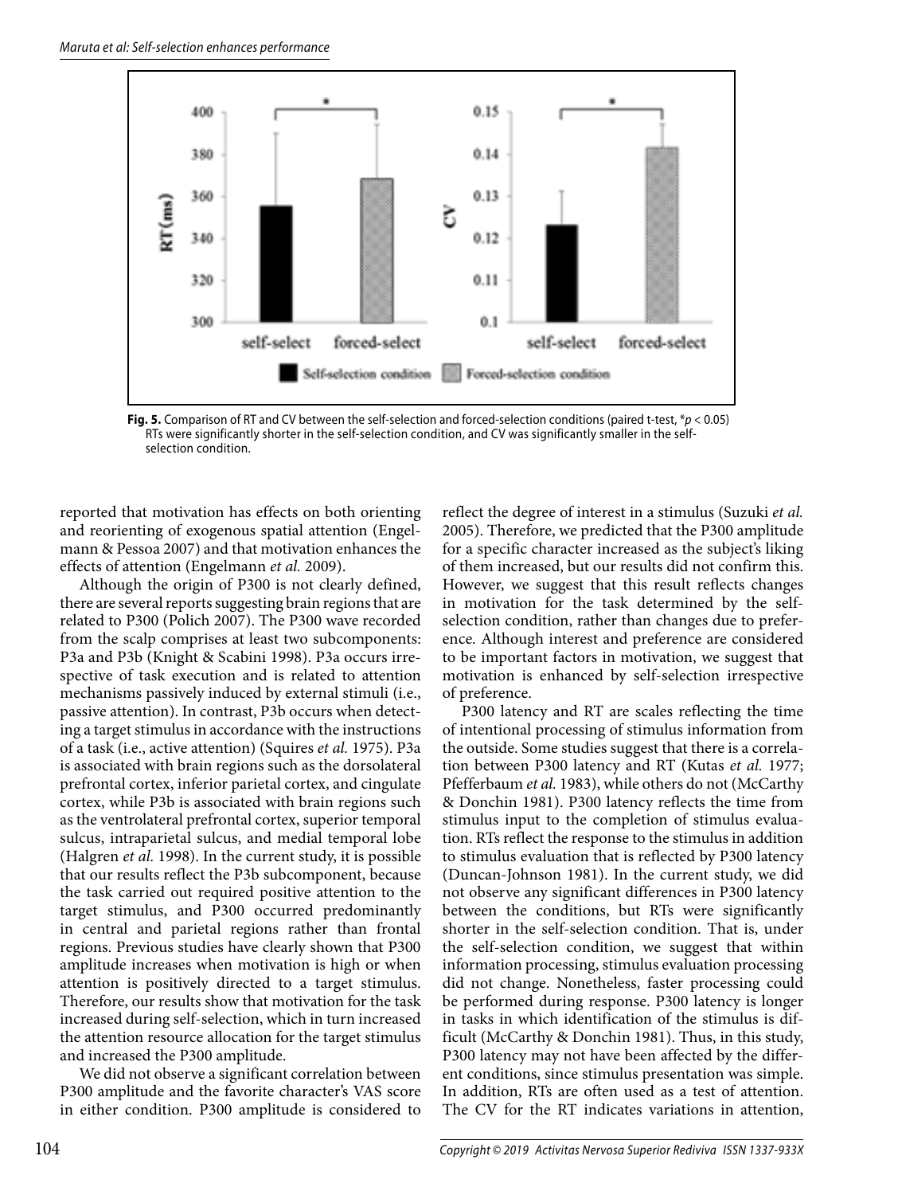Fig. 5. Comparison of RT and CV between the self-selection and forced-selection conditions (paired t-test, *$p < 0.05$) RTs were significantly shorter in the self-selection condition, and CV was significantly smaller in the self-selection condition.

reported that motivation has effects on both orienting and reorienting of exogenous spatial attention (Engelmann & Pessoa 2007) and that motivation enhances the effects of attention (Engelmann *et al.* 2009).

Although the origin of P300 is not clearly defined, there are several reports suggesting brain regions that are related to P300 (Polich 2007). The P300 wave recorded from the scalp comprises at least two subcomponents: P3a and P3b (Knight & Scabini 1998). P3a occurs irrespective of task execution and is related to attention mechanisms passively induced by external stimuli (i.e., passive attention). In contrast, P3b occurs when detecting a target stimulus in accordance with the instructions of a task (i.e., active attention) (Squires *et al.* 1975). P3a is associated with brain regions such as the dorsolateral prefrontal cortex, inferior parietal cortex, and cingulate cortex, while P3b is associated with brain regions such as the ventrolateral prefrontal cortex, superior temporal sulcus, intraparietal sulcus, and medial temporal lobe (Halgren *et al.* 1998). In the current study, it is possible that our results reflect the P3b subcomponent, because the task carried out required positive attention to the target stimulus, and P300 occurred predominantly in central and parietal regions rather than frontal regions. Previous studies have clearly shown that P300 amplitude increases when motivation is high or when attention is positively directed to a target stimulus. Therefore, our results show that motivation for the task increased during self-selection, which in turn increased the attention resource allocation for the target stimulus and increased the P300 amplitude.

We did not observe a significant correlation between P300 amplitude and the favorite character's VAS score in either condition. P300 amplitude is considered to reflect the degree of interest in a stimulus (Suzuki *et al.* 2005). Therefore, we predicted that the P300 amplitude for a specific character increased as the subject's liking of them increased, but our results did not confirm this. However, we suggest that this result reflects changes in motivation for the task determined by the self-selection condition, rather than changes due to preference. Although interest and preference are considered to be important factors in motivation, we suggest that motivation is enhanced by self-selection irrespective of preference.

P300 latency and RT are scales reflecting the time of intentional processing of stimulus information from the outside. Some studies suggest that there is a correlation between P300 latency and RT (Kutas *et al.* 1977; Pfefferbaum *et al.* 1983), while others do not (McCarthy & Donchin 1981). P300 latency reflects the time from stimulus input to the completion of stimulus evaluation. RTs reflect the response to the stimulus in addition to stimulus evaluation that is reflected by P300 latency (Duncan-Johnson 1981). In the current study, we did not observe any significant differences in P300 latency between the conditions, but RTs were significantly shorter in the self-selection condition. That is, under the self-selection condition, we suggest that within information processing, stimulus evaluation processing did not change. Nonetheless, faster processing could be performed during response. P300 latency is longer in tasks in which identification of the stimulus is difficult (McCarthy & Donchin 1981). Thus, in this study, P300 latency may not have been affected by the different conditions, since stimulus presentation was simple. In addition, RTs are often used as a test of attention. The CV for the RT indicates variations in attention,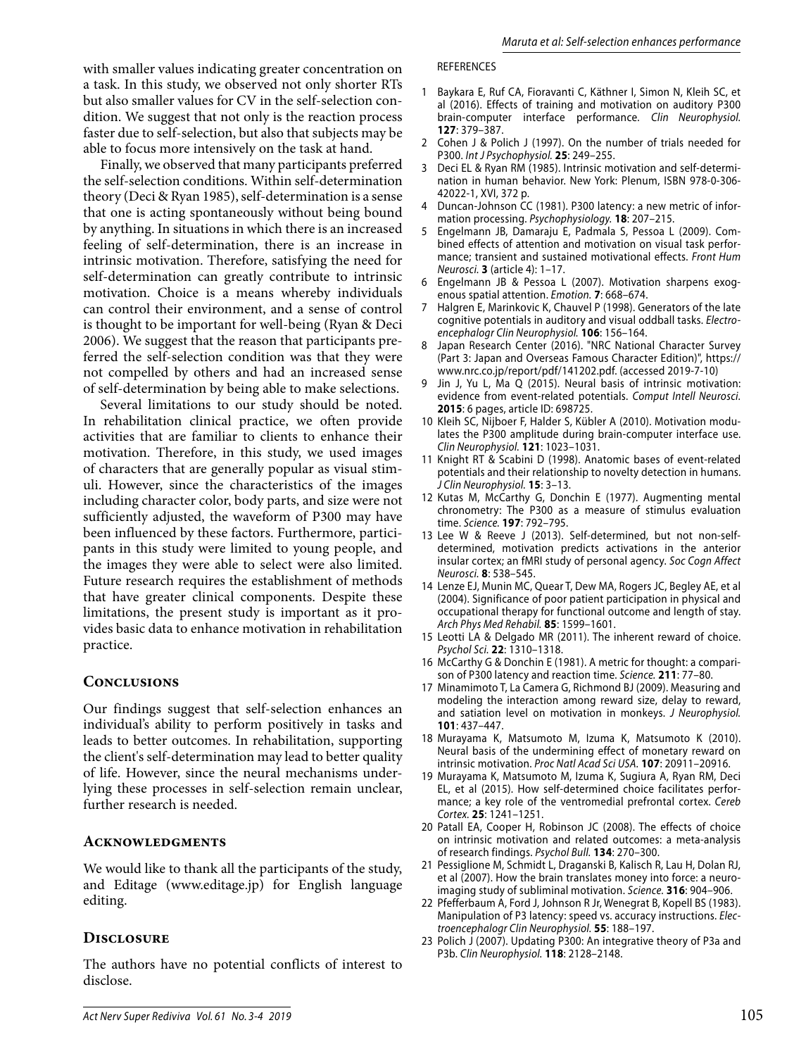with smaller values indicating greater concentration on a task. In this study, we observed not only shorter RTs but also smaller values for CV in the self-selection condition. We suggest that not only is the reaction process faster due to self-selection, but also that subjects may be able to focus more intensively on the task at hand.

Finally, we observed that many participants preferred the self-selection conditions. Within self-determination theory (Deci & Ryan 1985), self-determination is a sense that one is acting spontaneously without being bound by anything. In situations in which there is an increased feeling of self-determination, there is an increase in intrinsic motivation. Therefore, satisfying the need for self-determination can greatly contribute to intrinsic motivation. Choice is a means whereby individuals can control their environment, and a sense of control is thought to be important for well-being (Ryan & Deci 2006). We suggest that the reason that participants preferred the self-selection condition was that they were not compelled by others and had an increased sense of self-determination by being able to make selections.

Several limitations to our study should be noted. In rehabilitation clinical practice, we often provide activities that are familiar to clients to enhance their motivation. Therefore, in this study, we used images of characters that are generally popular as visual stimuli. However, since the characteristics of the images including character color, body parts, and size were not sufficiently adjusted, the waveform of P300 may have been influenced by these factors. Furthermore, participants in this study were limited to young people, and the images they were able to select were also limited. Future research requires the establishment of methods that have greater clinical components. Despite these limitations, the present study is important as it provides basic data to enhance motivation in rehabilitation practice.

## Conclusions

Our findings suggest that self-selection enhances an individual's ability to perform positively in tasks and leads to better outcomes. In rehabilitation, supporting the client's self-determination may lead to better quality of life. However, since the neural mechanisms underlying these processes in self-selection remain unclear, further research is needed.

## Acknowledgments

We would like to thank all the participants of the study, and Editage (www.editage.jp) for English language editing.

## Disclosure

The authors have no potential conflicts of interest to disclose.

## REFERENCES

1. Baykara E, Ruf CA, Fioravanti C, Käthner I, Simon N, Kleih SC, et al (2016). Effects of training and motivation on auditory P300 brain-computer interface performance. *Clin Neurophysiol.* **127**: 379–387.
2. Cohen J & Polich J (1997). On the number of trials needed for P300. *Int J Psychophysiol.* **25**: 249–255.
3. Deci EL & Ryan RM (1985). Intrinsic motivation and self-determination in human behavior. New York: Plenum, ISBN 978-0-306-42022-1, XVI, 372 p.
4. Duncan-Johnson CC (1981). P300 latency: a new metric of information processing. *Psychophysiology.* **18**: 207–215.
5. Engelmann JB, Damaraju E, Padmala S, Pessoa L (2009). Combined effects of attention and motivation on visual task performance; transient and sustained motivational effects. *Front Hum Neurosci.* **3** (article 4): 1–17.
6. Engelmann JB & Pessoa L (2007). Motivation sharpens exogenous spatial attention. *Emotion.* **7**: 668–674.
7. Halgren E, Marinkovic K, Chauvel P (1998). Generators of the late cognitive potentials in auditory and visual oddball tasks. *Electroencephalogr Clin Neurophysiol.* **106**: 156–164.
8. Japan Research Center (2016). "NRC National Character Survey (Part 3: Japan and Overseas Famous Character Edition)", https://www.nrc.co.jp/report/pdf/141202.pdf. (accessed 2019-7-10)
9. Jin J, Yu L, Ma Q (2015). Neural basis of intrinsic motivation: evidence from event-related potentials. *Comput Intell Neurosci.* **2015**: 6 pages, article ID: 698725.
10. Kleih SC, Nijboer F, Halder S, Kübler A (2010). Motivation modulates the P300 amplitude during brain-computer interface use. *Clin Neurophysiol.* **121**: 1023–1031.
11. Knight RT & Scabini D (1998). Anatomic bases of event-related potentials and their relationship to novelty detection in humans. *J Clin Neurophysiol.* **15**: 3–13.
12. Kutas M, McCarthy G, Donchin E (1977). Augmenting mental chronometry: The P300 as a measure of stimulus evaluation time. *Science.* **197**: 792–795.
13. Lee W & Reeve J (2013). Self-determined, but not non-self-determined, motivation predicts activations in the anterior insular cortex; an fMRI study of personal agency. *Soc Cogn Affect Neurosci.* **8**: 538–545.
14. Lenze EJ, Munin MC, Quear T, Dew MA, Rogers JC, Begley AE, et al (2004). Significance of poor patient participation in physical and occupational therapy for functional outcome and length of stay. *Arch Phys Med Rehabil.* **85**: 1599–1601.
15. Leotti LA & Delgado MR (2011). The inherent reward of choice. *Psychol Sci.* **22**: 1310–1318.
16. McCarthy G & Donchin E (1981). A metric for thought: a comparison of P300 latency and reaction time. *Science.* **211**: 77–80.
17. Minamimoto T, La Camera G, Richmond BJ (2009). Measuring and modeling the interaction among reward size, delay to reward, and satiation level on motivation in monkeys. *J Neurophysiol.* **101**: 437–447.
18. Murayama K, Matsumoto M, Izuma K, Matsumoto K (2010). Neural basis of the undermining effect of monetary reward on intrinsic motivation. *Proc Natl Acad Sci USA.* **107**: 20911–20916.
19. Murayama K, Matsumoto M, Izuma K, Sugiura A, Ryan RM, Deci EL, et al (2015). How self-determined choice facilitates performance; a key role of the ventromedial prefrontal cortex. *Cereb Cortex.* **25**: 1241–1251.
20. Patall EA, Cooper H, Robinson JC (2008). The effects of choice on intrinsic motivation and related outcomes: a meta-analysis of research findings. *Psychol Bull.* **134**: 270–300.
21. Pessiglione M, Schmidt L, Draganski B, Kalisch R, Lau H, Dolan RJ, et al (2007). How the brain translates money into force: a neuroimaging study of subliminal motivation. *Science.* **316**: 904–906.
22. Pfefferbaum A, Ford J, Johnson R Jr, Wenegrat B, Kopell BS (1983). Manipulation of P3 latency: speed vs. accuracy instructions. *Electroencephalogr Clin Neurophysiol.* **55**: 188–197.
23. Polich J (2007). Updating P300: An integrative theory of P3a and P3b. *Clin Neurophysiol.* **118**: 2128–2148.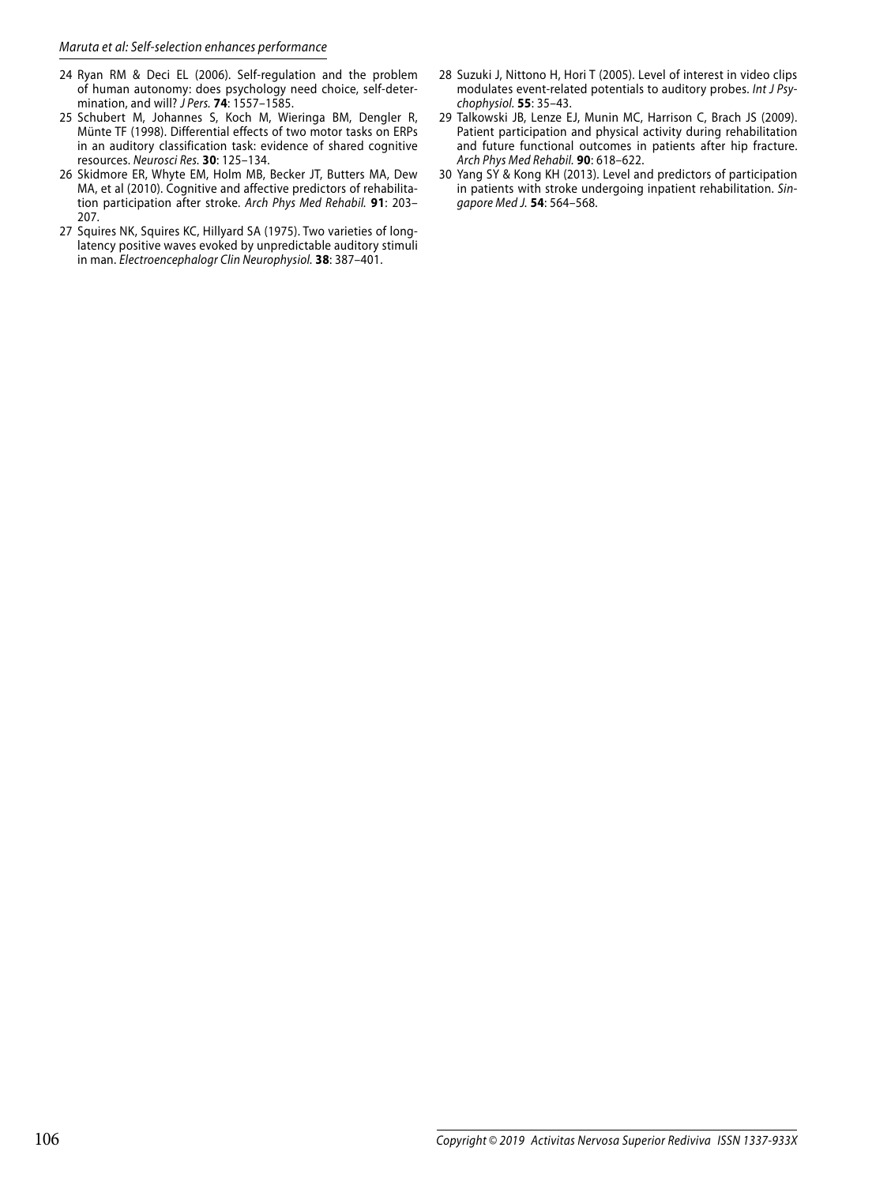24 Ryan RM & Deci EL (2006). Self-regulation and the problem of human autonomy: does psychology need choice, self-determination, and will? *J Pers.* **74**: 1557–1585.

25 Schubert M, Johannes S, Koch M, Wieringa BM, Dengler R, Münte TF (1998). Differential effects of two motor tasks on ERPs in an auditory classification task: evidence of shared cognitive resources. *Neurosci Res.* **30**: 125–134.

26 Skidmore ER, Whyte EM, Holm MB, Becker JT, Butters MA, Dew MA, et al (2010). Cognitive and affective predictors of rehabilitation participation after stroke. *Arch Phys Med Rehabil.* **91**: 203–207.

27 Squires NK, Squires KC, Hillyard SA (1975). Two varieties of long-latency positive waves evoked by unpredictable auditory stimuli in man. *Electroencephalogr Clin Neurophysiol.* **38**: 387–401.

28 Suzuki J, Nittono H, Hori T (2005). Level of interest in video clips modulates event-related potentials to auditory probes. *Int J Psychophysiol.* **55**: 35–43.

29 Talkowski JB, Lenze EJ, Munin MC, Harrison C, Brach JS (2009). Patient participation and physical activity during rehabilitation and future functional outcomes in patients after hip fracture. *Arch Phys Med Rehabil.* **90**: 618–622.

30 Yang SY & Kong KH (2013). Level and predictors of participation in patients with stroke undergoing inpatient rehabilitation. *Singapore Med J.* **54**: 564–568.